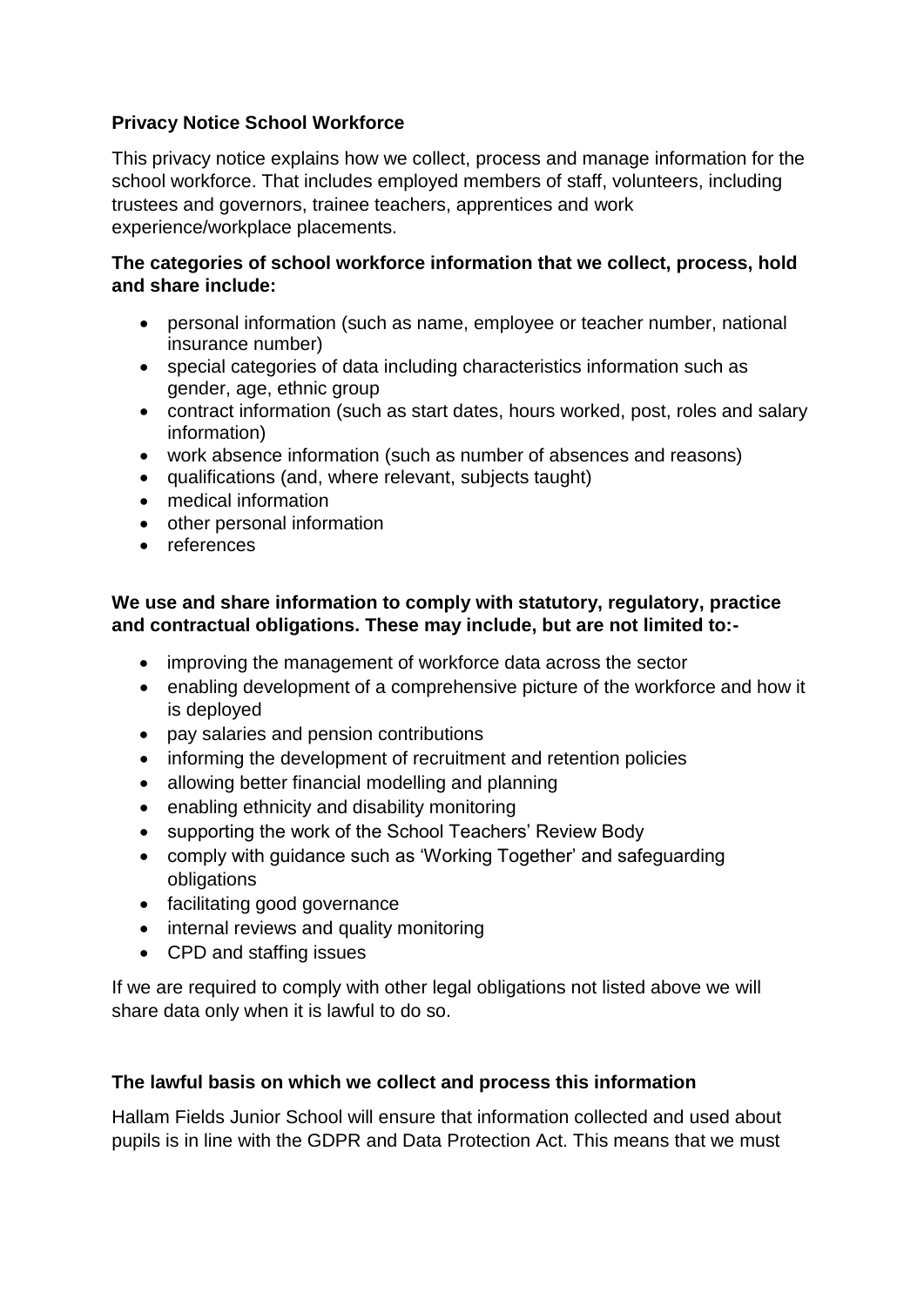**Privacy Notice School Workforce**

This privacy notice explains how we collect, process and manage information for the school workforce. That includes employed members of staff, volunteers, including trustees and governors, trainee teachers, apprentices and work experience/workplace placements.

**The categories of school workforce information that we collect, process, hold and share include:**

- personal information (such as name, employee or teacher number, national insurance number)
- special categories of data including characteristics information such as gender, age, ethnic group
- contract information (such as start dates, hours worked, post, roles and salary information)
- work absence information (such as number of absences and reasons)
- qualifications (and, where relevant, subjects taught)
- medical information
- other personal information
- references

**We use and share information to comply with statutory, regulatory, practice and contractual obligations. These may include, but are not limited to:-**

- improving the management of workforce data across the sector
- enabling development of a comprehensive picture of the workforce and how it is deployed
- pay salaries and pension contributions
- informing the development of recruitment and retention policies
- allowing better financial modelling and planning
- enabling ethnicity and disability monitoring
- supporting the work of the School Teachers' Review Body
- comply with guidance such as 'Working Together' and safeguarding obligations
- facilitating good governance
- internal reviews and quality monitoring
- CPD and staffing issues

If we are required to comply with other legal obligations not listed above we will share data only when it is lawful to do so.

**The lawful basis on which we collect and process this information**

Hallam Fields Junior School will ensure that information collected and used about pupils is in line with the GDPR and Data Protection Act. This means that we must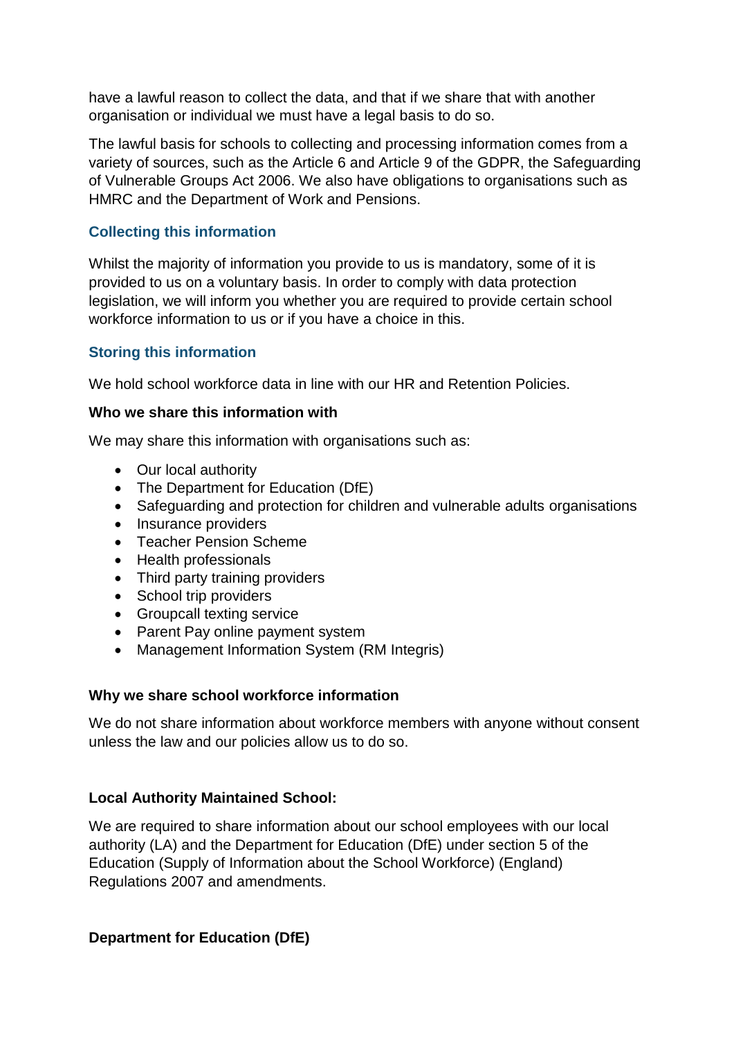have a lawful reason to collect the data, and that if we share that with another organisation or individual we must have a legal basis to do so.

The lawful basis for schools to collecting and processing information comes from a variety of sources, such as the Article 6 and Article 9 of the GDPR, the Safeguarding of Vulnerable Groups Act 2006. We also have obligations to organisations such as HMRC and the Department of Work and Pensions.

## Collecting this information

Whilst the majority of information you provide to us is mandatory, some of it is provided to us on a voluntary basis. In order to comply with data protection legislation, we will inform you whether you are required to provide certain school workforce information to us or if you have a choice in this.

## Storing this information

We hold school workforce data in line with our HR and Retention Policies.

**Who we share this information with**

We may share this information with organisations such as:

- Our local authority
- The Department for Education (DfE)
- Safeguarding and protection for children and vulnerable adults organisations
- Insurance providers
- Teacher Pension Scheme
- Health professionals
- Third party training providers
- School trip providers
- Groupcall texting service
- Parent Pay online payment system
- Management Information System (RM Integris)

**Why we share school workforce information**

We do not share information about workforce members with anyone without consent unless the law and our policies allow us to do so.

**Local Authority Maintained School:**

We are required to share information about our school employees with our local authority (LA) and the Department for Education (DfE) under section 5 of the Education (Supply of Information about the School Workforce) (England) Regulations 2007 and amendments.

**Department for Education (DfE)**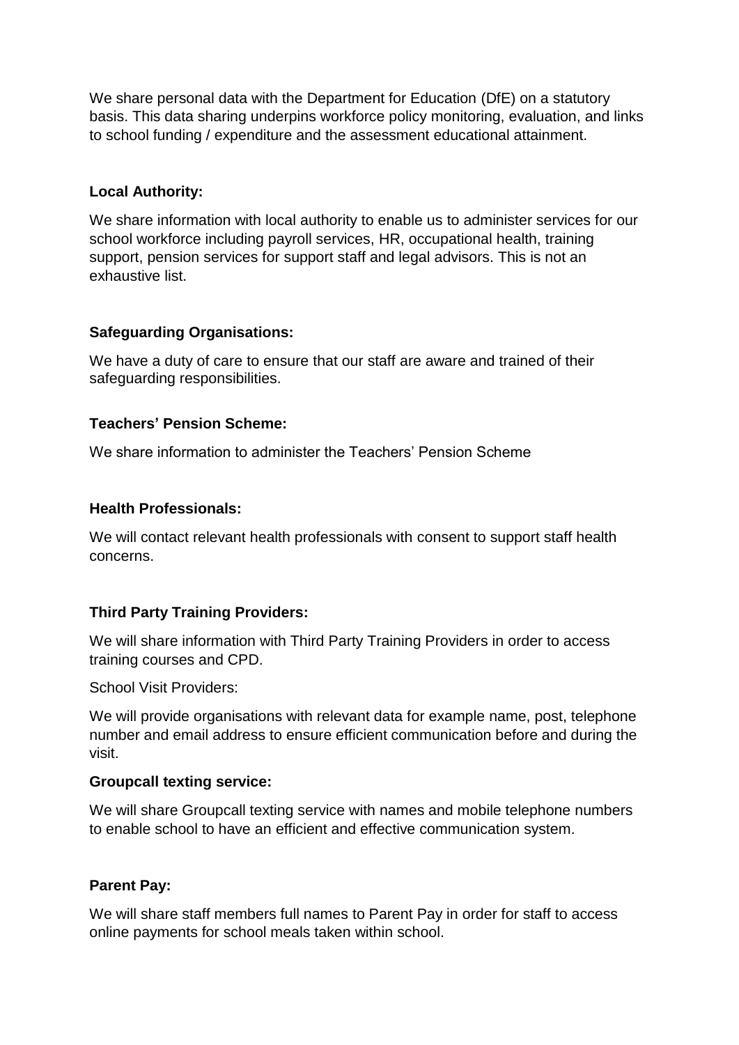We share personal data with the Department for Education (DfE) on a statutory basis. This data sharing underpins workforce policy monitoring, evaluation, and links to school funding / expenditure and the assessment educational attainment.

**Local Authority:**

We share information with local authority to enable us to administer services for our school workforce including payroll services, HR, occupational health, training support, pension services for support staff and legal advisors. This is not an exhaustive list.

**Safeguarding Organisations:**

We have a duty of care to ensure that our staff are aware and trained of their safeguarding responsibilities.

**Teachers' Pension Scheme:**

We share information to administer the Teachers' Pension Scheme

**Health Professionals:**

We will contact relevant health professionals with consent to support staff health concerns.

**Third Party Training Providers:**

We will share information with Third Party Training Providers in order to access training courses and CPD.

School Visit Providers:

We will provide organisations with relevant data for example name, post, telephone number and email address to ensure efficient communication before and during the visit.

**Groupcall texting service:**

We will share Groupcall texting service with names and mobile telephone numbers to enable school to have an efficient and effective communication system.

**Parent Pay:**

We will share staff members full names to Parent Pay in order for staff to access online payments for school meals taken within school.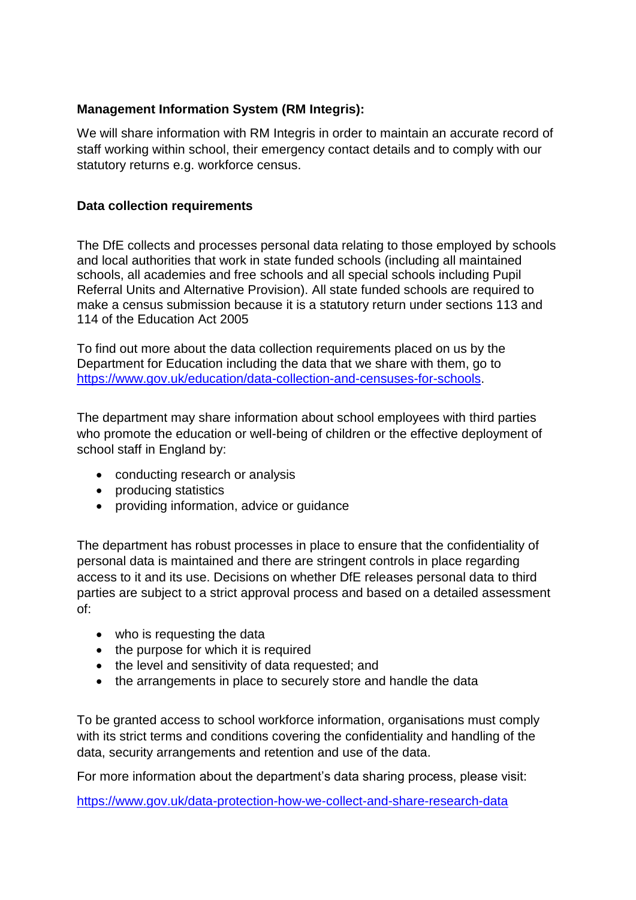**Management Information System (RM Integris):**

We will share information with RM Integris in order to maintain an accurate record of staff working within school, their emergency contact details and to comply with our statutory returns e.g. workforce census.

**Data collection requirements**

The DfE collects and processes personal data relating to those employed by schools and local authorities that work in state funded schools (including all maintained schools, all academies and free schools and all special schools including Pupil Referral Units and Alternative Provision). All state funded schools are required to make a census submission because it is a statutory return under sections 113 and 114 of the Education Act 2005

To find out more about the data collection requirements placed on us by the Department for Education including the data that we share with them, go to [https://www.gov.uk/education/data-collection-and-censuses-for-schools](https://www.gov.uk/education/data-collection-and-censuses-for-schools).

The department may share information about school employees with third parties who promote the education or well-being of children or the effective deployment of school staff in England by:

- conducting research or analysis
- producing statistics
- providing information, advice or guidance

The department has robust processes in place to ensure that the confidentiality of personal data is maintained and there are stringent controls in place regarding access to it and its use. Decisions on whether DfE releases personal data to third parties are subject to a strict approval process and based on a detailed assessment of:

- who is requesting the data
- the purpose for which it is required
- the level and sensitivity of data requested; and
- the arrangements in place to securely store and handle the data

To be granted access to school workforce information, organisations must comply with its strict terms and conditions covering the confidentiality and handling of the data, security arrangements and retention and use of the data.

For more information about the department's data sharing process, please visit:

[https://www.gov.uk/data-protection-how-we-collect-and-share-research-data](https://www.gov.uk/data-protection-how-we-collect-and-share-research-data)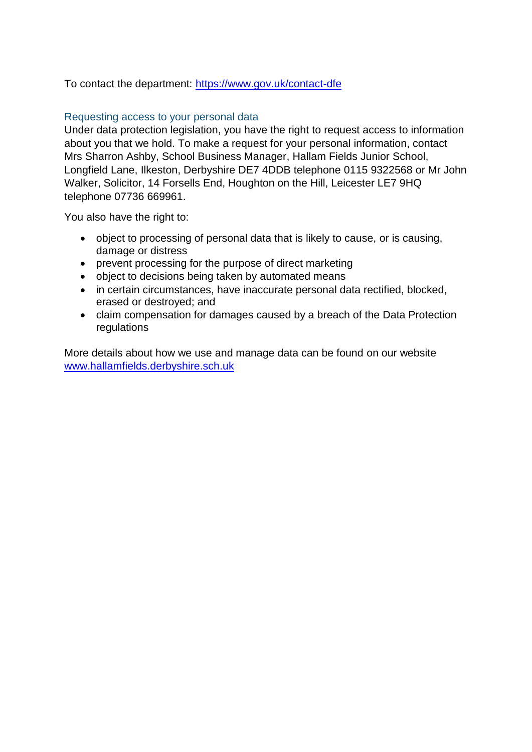To contact the department: https://www.gov.uk/contact-dfe

### Requesting access to your personal data

Under data protection legislation, you have the right to request access to information about you that we hold. To make a request for your personal information, contact Mrs Sharron Ashby, School Business Manager, Hallam Fields Junior School, Longfield Lane, Ilkeston, Derbyshire DE7 4DDB telephone 0115 9322568 or Mr John Walker, Solicitor, 14 Forsells End, Houghton on the Hill, Leicester LE7 9HQ telephone 07736 669961.

You also have the right to:

- object to processing of personal data that is likely to cause, or is causing, damage or distress
- prevent processing for the purpose of direct marketing
- object to decisions being taken by automated means
- in certain circumstances, have inaccurate personal data rectified, blocked, erased or destroyed; and
- claim compensation for damages caused by a breach of the Data Protection regulations

More details about how we use and manage data can be found on our website www.hallamfields.derbyshire.sch.uk